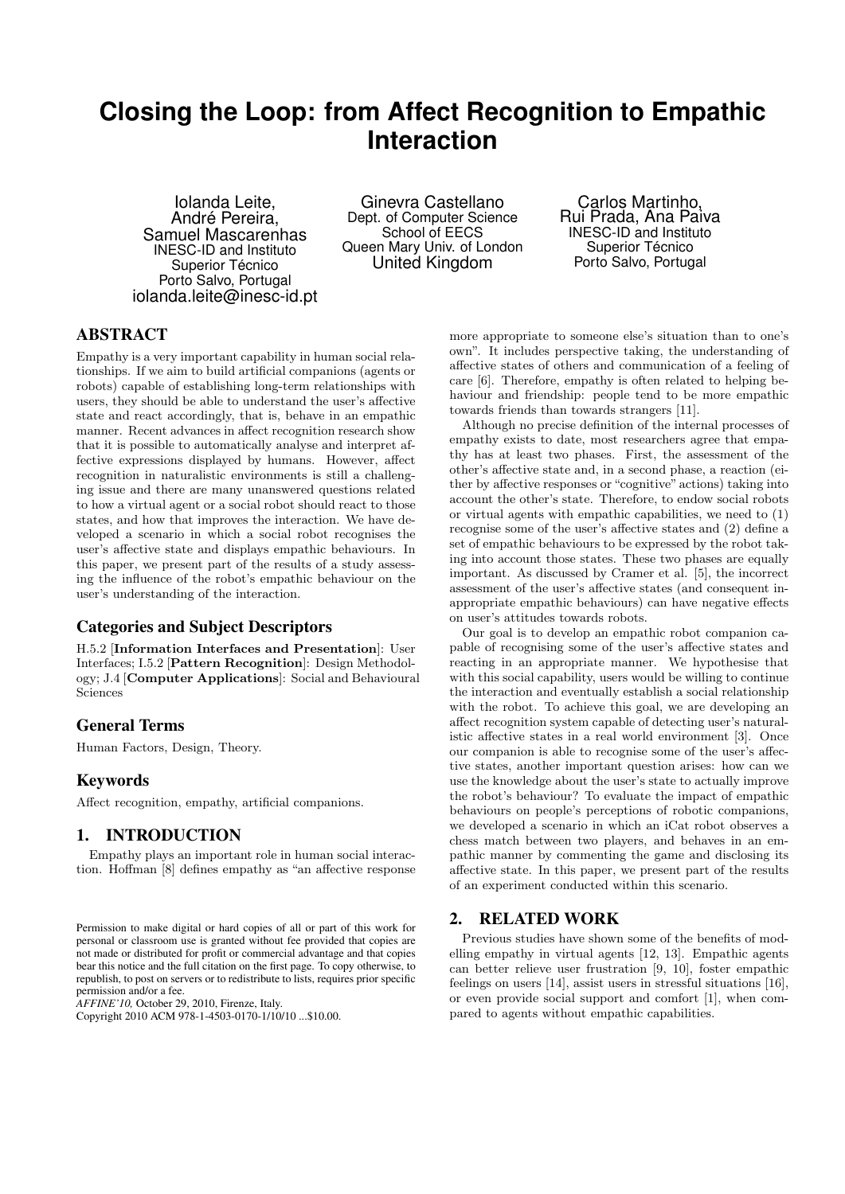# Closing the Loop: from Affect Recognition to Empathic Interaction

Iolanda Leite, André Pereira, Samuel Mascarenhas
INESC-ID and Instituto Superior Técnico
Porto Salvo, Portugal
iolanda.leite@inesc-id.pt

Ginevra Castellano
Dept. of Computer Science
School of EECS
Queen Mary Univ. of London
United Kingdom

Carlos Martinho, Rui Prada, Ana Paiva
INESC-ID and Instituto Superior Técnico
Porto Salvo, Portugal

## ABSTRACT

Empathy is a very important capability in human social relationships. If we aim to build artificial companions (agents or robots) capable of establishing long-term relationships with users, they should be able to understand the user's affective state and react accordingly, that is, behave in an empathic manner. Recent advances in affect recognition research show that it is possible to automatically analyse and interpret affective expressions displayed by humans. However, affect recognition in naturalistic environments is still a challenging issue and there are many unanswered questions related to how a virtual agent or a social robot should react to those states, and how that improves the interaction. We have developed a scenario in which a social robot recognises the user's affective state and displays empathic behaviours. In this paper, we present part of the results of a study assessing the influence of the robot's empathic behaviour on the user's understanding of the interaction.

### Categories and Subject Descriptors

H.5.2 [**Information Interfaces and Presentation**]: User Interfaces; I.5.2 [**Pattern Recognition**]: Design Methodology; J.4 [**Computer Applications**]: Social and Behavioural Sciences

### General Terms

Human Factors, Design, Theory.

### Keywords

Affect recognition, empathy, artificial companions.

## 1. INTRODUCTION

Empathy plays an important role in human social interaction. Hoffman [8] defines empathy as "an affective response more appropriate to someone else's situation than to one's own". It includes perspective taking, the understanding of affective states of others and communication of a feeling of care [6]. Therefore, empathy is often related to helping behaviour and friendship: people tend to be more empathic towards friends than towards strangers [11].

Although no precise definition of the internal processes of empathy exists to date, most researchers agree that empathy has at least two phases. First, the assessment of the other's affective state and, in a second phase, a reaction (either by affective responses or "cognitive" actions) taking into account the other's state. Therefore, to endow social robots or virtual agents with empathic capabilities, we need to (1) recognise some of the user's affective states and (2) define a set of empathic behaviours to be expressed by the robot taking into account those states. These two phases are equally important. As discussed by Cramer et al. [5], the incorrect assessment of the user's affective states (and consequent inappropriate empathic behaviours) can have negative effects on user's attitudes towards robots.

Our goal is to develop an empathic robot companion capable of recognising some of the user's affective states and reacting in an appropriate manner. We hypothesise that with this social capability, users would be willing to continue the interaction and eventually establish a social relationship with the robot. To achieve this goal, we are developing an affect recognition system capable of detecting user's naturalistic affective states in a real world environment [3]. Once our companion is able to recognise some of the user's affective states, another important question arises: how can we use the knowledge about the user's state to actually improve the robot's behaviour? To evaluate the impact of empathic behaviours on people's perceptions of robotic companions, we developed a scenario in which an iCat robot observes a chess match between two players, and behaves in an empathic manner by commenting the game and disclosing its affective state. In this paper, we present part of the results of an experiment conducted within this scenario.

## 2. RELATED WORK

Previous studies have shown some of the benefits of modelling empathy in virtual agents [12, 13]. Empathic agents can better relieve user frustration [9, 10], foster empathic feelings on users [14], assist users in stressful situations [16], or even provide social support and comfort [1], when compared to agents without empathic capabilities.

Permission to make digital or hard copies of all or part of this work for personal or classroom use is granted without fee provided that copies are not made or distributed for profit or commercial advantage and that copies bear this notice and the full citation on the first page. To copy otherwise, to republish, to post on servers or to redistribute to lists, requires prior specific permission and/or a fee.
*AFFINE'10,* October 29, 2010, Firenze, Italy.
Copyright 2010 ACM 978-1-4503-0170-1/10/10 ...$10.00.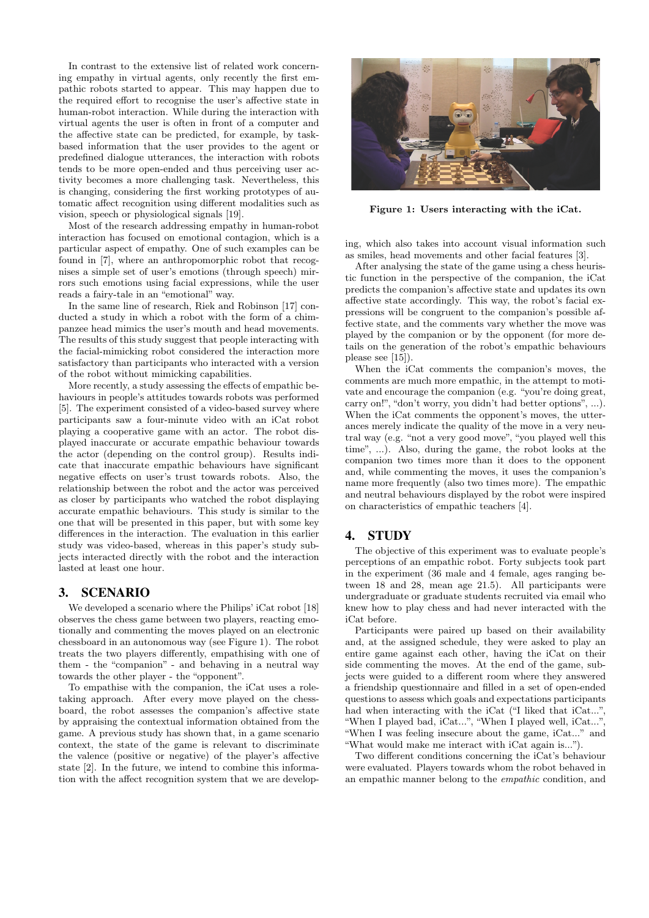In contrast to the extensive list of related work concerning empathy in virtual agents, only recently the first empathic robots started to appear. This may happen due to the required effort to recognise the user's affective state in human-robot interaction. While during the interaction with virtual agents the user is often in front of a computer and the affective state can be predicted, for example, by task-based information that the user provides to the agent or predefined dialogue utterances, the interaction with robots tends to be more open-ended and thus perceiving user activity becomes a more challenging task. Nevertheless, this is changing, considering the first working prototypes of automatic affect recognition using different modalities such as vision, speech or physiological signals [19].

Most of the research addressing empathy in human-robot interaction has focused on emotional contagion, which is a particular aspect of empathy. One of such examples can be found in [7], where an anthropomorphic robot that recognises a simple set of user's emotions (through speech) mirrors such emotions using facial expressions, while the user reads a fairy-tale in an "emotional" way.

In the same line of research, Riek and Robinson [17] conducted a study in which a robot with the form of a chimpanzee head mimics the user's mouth and head movements. The results of this study suggest that people interacting with the facial-mimicking robot considered the interaction more satisfactory than participants who interacted with a version of the robot without mimicking capabilities.

More recently, a study assessing the effects of empathic behaviours in people's attitudes towards robots was performed [5]. The experiment consisted of a video-based survey where participants saw a four-minute video with an iCat robot playing a cooperative game with an actor. The robot displayed inaccurate or accurate empathic behaviour towards the actor (depending on the control group). Results indicate that inaccurate empathic behaviours have significant negative effects on user's trust towards robots. Also, the relationship between the robot and the actor was perceived as closer by participants who watched the robot displaying accurate empathic behaviours. This study is similar to the one that will be presented in this paper, but with some key differences in the interaction. The evaluation in this earlier study was video-based, whereas in this paper's study subjects interacted directly with the robot and the interaction lasted at least one hour.

## 3. SCENARIO

We developed a scenario where the Philips' iCat robot [18] observes the chess game between two players, reacting emotionally and commenting the moves played on an electronic chessboard in an autonomous way (see Figure 1). The robot treats the two players differently, empathising with one of them - the "companion" - and behaving in a neutral way towards the other player - the "opponent".

To empathise with the companion, the iCat uses a role-taking approach. After every move played on the chessboard, the robot assesses the companion's affective state by appraising the contextual information obtained from the game. A previous study has shown that, in a game scenario context, the state of the game is relevant to discriminate the valence (positive or negative) of the player's affective state [2]. In the future, we intend to combine this information with the affect recognition system that we are developing, which also takes into account visual information such as smiles, head movements and other facial features [3].

**Figure 1: Users interacting with the iCat.**

After analysing the state of the game using a chess heuristic function in the perspective of the companion, the iCat predicts the companion's affective state and updates its own affective state accordingly. This way, the robot's facial expressions will be congruent to the companion's possible affective state, and the comments vary whether the move was played by the companion or by the opponent (for more details on the generation of the robot's empathic behaviours please see [15]).

When the iCat comments the companion's moves, the comments are much more empathic, in the attempt to motivate and encourage the companion (e.g. "you're doing great, carry on!", "don't worry, you didn't had better options", ...). When the iCat comments the opponent's moves, the utterances merely indicate the quality of the move in a very neutral way (e.g. "not a very good move", "you played well this time", ...). Also, during the game, the robot looks at the companion two times more than it does to the opponent and, while commenting the moves, it uses the companion's name more frequently (also two times more). The empathic and neutral behaviours displayed by the robot were inspired on characteristics of empathic teachers [4].

## 4. STUDY

The objective of this experiment was to evaluate people's perceptions of an empathic robot. Forty subjects took part in the experiment (36 male and 4 female, ages ranging between 18 and 28, mean age 21.5). All participants were undergraduate or graduate students recruited via email who knew how to play chess and had never interacted with the iCat before.

Participants were paired up based on their availability and, at the assigned schedule, they were asked to play an entire game against each other, having the iCat on their side commenting the moves. At the end of the game, subjects were guided to a different room where they answered a friendship questionnaire and filled in a set of open-ended questions to assess which goals and expectations participants had when interacting with the iCat ("I liked that iCat...", "When I played bad, iCat...", "When I played well, iCat...", "When I was feeling insecure about the game, iCat..." and "What would make me interact with iCat again is...").

Two different conditions concerning the iCat's behaviour were evaluated. Players towards whom the robot behaved in an empathic manner belong to the *empathic* condition, and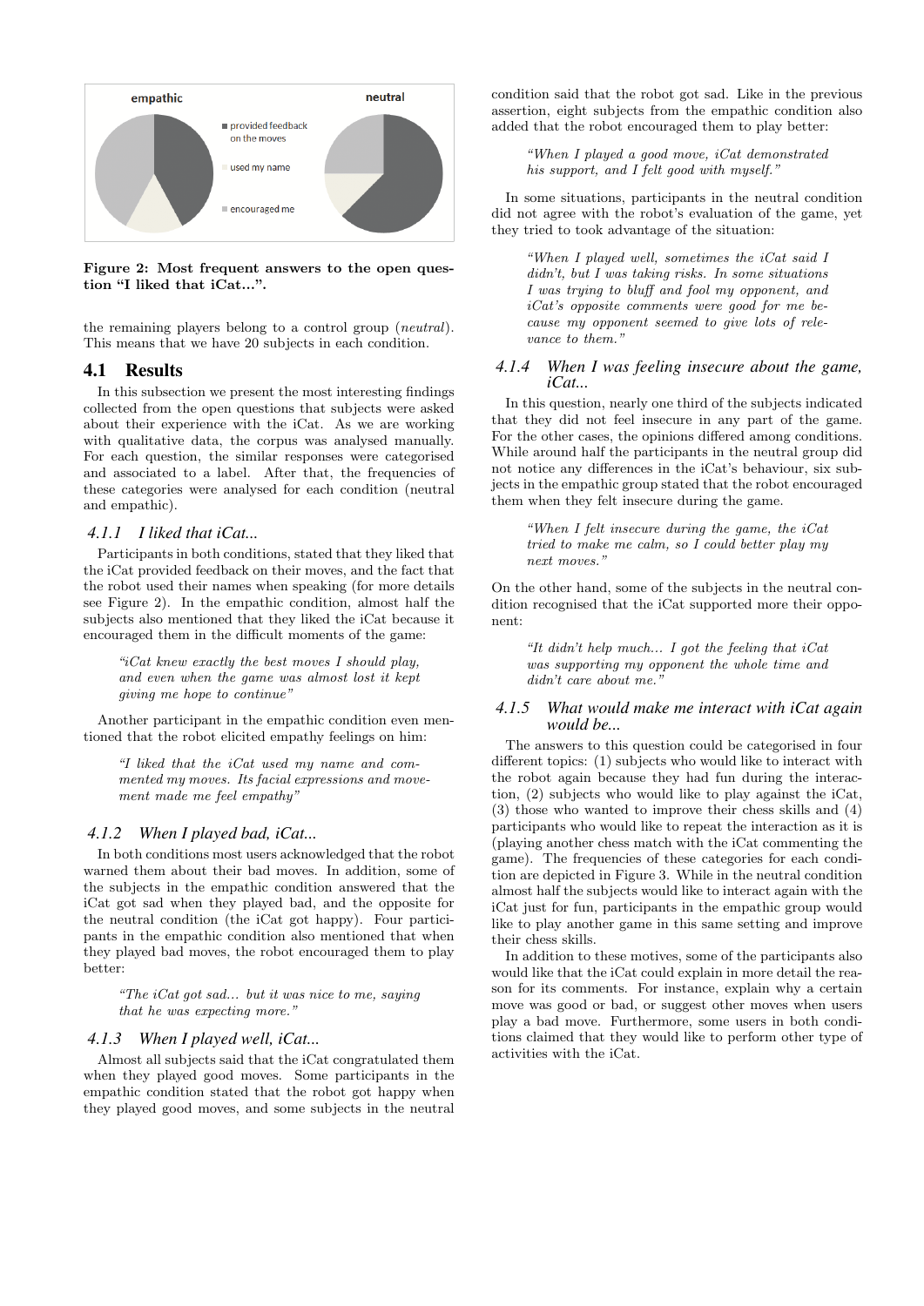Figure 2: Most frequent answers to the open question "I liked that iCat...".

the remaining players belong to a control group (*neutral*). This means that we have 20 subjects in each condition.

## 4.1 Results

In this subsection we present the most interesting findings collected from the open questions that subjects were asked about their experience with the iCat. As we are working with qualitative data, the corpus was analysed manually. For each question, the similar responses were categorised and associated to a label. After that, the frequencies of these categories were analysed for each condition (neutral and empathic).

### 4.1.1 I liked that iCat...

Participants in both conditions, stated that they liked that the iCat provided feedback on their moves, and the fact that the robot used their names when speaking (for more details see Figure 2). In the empathic condition, almost half the subjects also mentioned that they liked the iCat because it encouraged them in the difficult moments of the game:

> *"iCat knew exactly the best moves I should play, and even when the game was almost lost it kept giving me hope to continue"*

Another participant in the empathic condition even mentioned that the robot elicited empathy feelings on him:

> *"I liked that the iCat used my name and commented my moves. Its facial expressions and movement made me feel empathy"*

### 4.1.2 When I played bad, iCat...

In both conditions most users acknowledged that the robot warned them about their bad moves. In addition, some of the subjects in the empathic condition answered that the iCat got sad when they played bad, and the opposite for the neutral condition (the iCat got happy). Four participants in the empathic condition also mentioned that when they played bad moves, the robot encouraged them to play better:

> *"The iCat got sad... but it was nice to me, saying that he was expecting more."*

### 4.1.3 When I played well, iCat...

Almost all subjects said that the iCat congratulated them when they played good moves. Some participants in the empathic condition stated that the robot got happy when they played good moves, and some subjects in the neutral condition said that the robot got sad. Like in the previous assertion, eight subjects from the empathic condition also added that the robot encouraged them to play better:

> *"When I played a good move, iCat demonstrated his support, and I felt good with myself."*

In some situations, participants in the neutral condition did not agree with the robot's evaluation of the game, yet they tried to took advantage of the situation:

> *"When I played well, sometimes the iCat said I didn't, but I was taking risks. In some situations I was trying to bluff and fool my opponent, and iCat's opposite comments were good for me because my opponent seemed to give lots of relevance to them."*

### 4.1.4 When I was feeling insecure about the game, iCat...

In this question, nearly one third of the subjects indicated that they did not feel insecure in any part of the game. For the other cases, the opinions differed among conditions. While around half the participants in the neutral group did not notice any differences in the iCat's behaviour, six subjects in the empathic group stated that the robot encouraged them when they felt insecure during the game.

> *"When I felt insecure during the game, the iCat tried to make me calm, so I could better play my next moves."*

On the other hand, some of the subjects in the neutral condition recognised that the iCat supported more their opponent:

> *"It didn't help much... I got the feeling that iCat was supporting my opponent the whole time and didn't care about me."*

### 4.1.5 What would make me interact with iCat again would be...

The answers to this question could be categorised in four different topics: (1) subjects who would like to interact with the robot again because they had fun during the interaction, (2) subjects who would like to play against the iCat, (3) those who wanted to improve their chess skills and (4) participants who would like to repeat the interaction as it is (playing another chess match with the iCat commenting the game). The frequencies of these categories for each condition are depicted in Figure 3. While in the neutral condition almost half the subjects would like to interact again with the iCat just for fun, participants in the empathic group would like to play another game in this same setting and improve their chess skills.

In addition to these motives, some of the participants also would like that the iCat could explain in more detail the reason for its comments. For instance, explain why a certain move was good or bad, or suggest other moves when users play a bad move. Furthermore, some users in both conditions claimed that they would like to perform other type of activities with the iCat.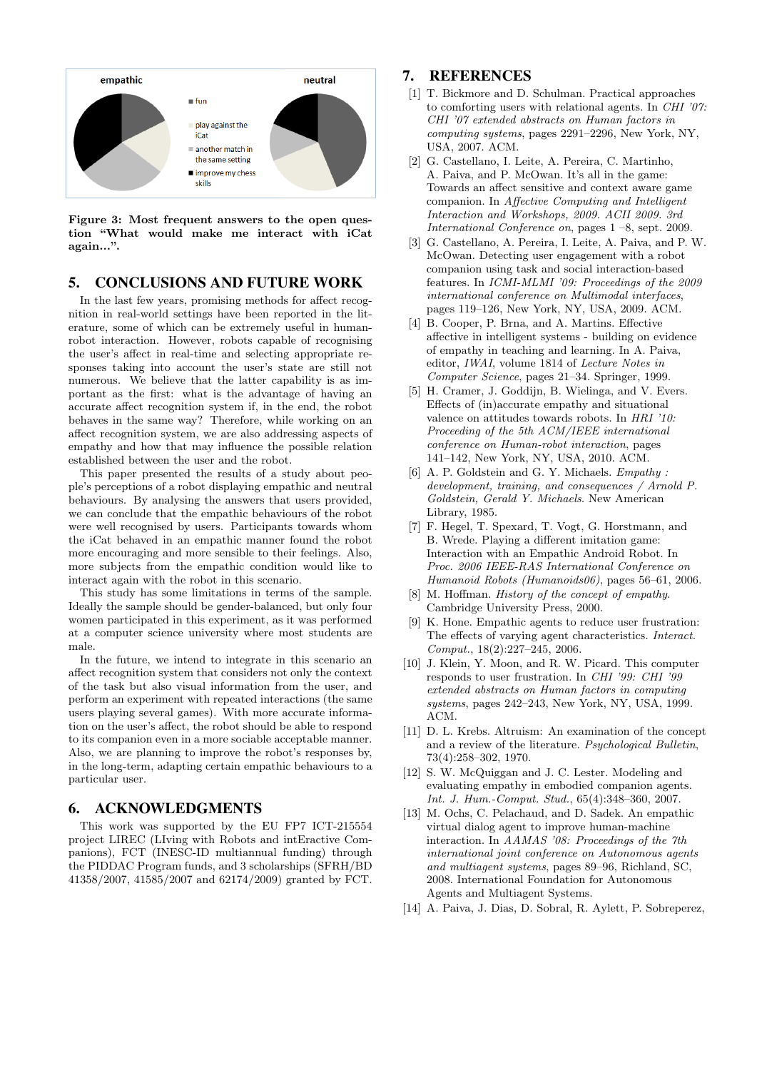Figure 3: Most frequent answers to the open question "What would make me interact with iCat again...".

## 5. CONCLUSIONS AND FUTURE WORK

In the last few years, promising methods for affect recognition in real-world settings have been reported in the literature, some of which can be extremely useful in human-robot interaction. However, robots capable of recognising the user's affect in real-time and selecting appropriate responses taking into account the user's state are still not numerous. We believe that the latter capability is as important as the first: what is the advantage of having an accurate affect recognition system if, in the end, the robot behaves in the same way? Therefore, while working on an affect recognition system, we are also addressing aspects of empathy and how that may influence the possible relation established between the user and the robot.

This paper presented the results of a study about people's perceptions of a robot displaying empathic and neutral behaviours. By analysing the answers that users provided, we can conclude that the empathic behaviours of the robot were well recognised by users. Participants towards whom the iCat behaved in an empathic manner found the robot more encouraging and more sensible to their feelings. Also, more subjects from the empathic condition would like to interact again with the robot in this scenario.

This study has some limitations in terms of the sample. Ideally the sample should be gender-balanced, but only four women participated in this experiment, as it was performed at a computer science university where most students are male.

In the future, we intend to integrate in this scenario an affect recognition system that considers not only the context of the task but also visual information from the user, and perform an experiment with repeated interactions (the same users playing several games). With more accurate information on the user's affect, the robot should be able to respond to its companion even in a more sociable acceptable manner. Also, we are planning to improve the robot's responses by, in the long-term, adapting certain empathic behaviours to a particular user.

## 6. ACKNOWLEDGMENTS

This work was supported by the EU FP7 ICT-215554 project LIREC (LIving with Robots and intEractive Companions), FCT (INESC-ID multiannual funding) through the PIDDAC Program funds, and 3 scholarships (SFRH/BD 41358/2007, 41585/2007 and 62174/2009) granted by FCT.

## 7. REFERENCES

[1] T. Bickmore and D. Schulman. Practical approaches to comforting users with relational agents. In *CHI '07: CHI '07 extended abstracts on Human factors in computing systems*, pages 2291–2296, New York, NY, USA, 2007. ACM.

[2] G. Castellano, I. Leite, A. Pereira, C. Martinho, A. Paiva, and P. McOwan. It's all in the game: Towards an affect sensitive and context aware game companion. In *Affective Computing and Intelligent Interaction and Workshops, 2009. ACII 2009. 3rd International Conference on*, pages 1 –8, sept. 2009.

[3] G. Castellano, A. Pereira, I. Leite, A. Paiva, and P. W. McOwan. Detecting user engagement with a robot companion using task and social interaction-based features. In *ICMI-MLMI '09: Proceedings of the 2009 international conference on Multimodal interfaces*, pages 119–126, New York, NY, USA, 2009. ACM.

[4] B. Cooper, P. Brna, and A. Martins. Effective affective in intelligent systems - building on evidence of empathy in teaching and learning. In A. Paiva, editor, *IWAI*, volume 1814 of *Lecture Notes in Computer Science*, pages 21–34. Springer, 1999.

[5] H. Cramer, J. Goddijn, B. Wielinga, and V. Evers. Effects of (in)accurate empathy and situational valence on attitudes towards robots. In *HRI '10: Proceeding of the 5th ACM/IEEE international conference on Human-robot interaction*, pages 141–142, New York, NY, USA, 2010. ACM.

[6] A. P. Goldstein and G. Y. Michaels. *Empathy : development, training, and consequences / Arnold P. Goldstein, Gerald Y. Michaels*. New American Library, 1985.

[7] F. Hegel, T. Spexard, T. Vogt, G. Horstmann, and B. Wrede. Playing a different imitation game: Interaction with an Empathic Android Robot. In *Proc. 2006 IEEE-RAS International Conference on Humanoid Robots (Humanoids06)*, pages 56–61, 2006.

[8] M. Hoffman. *History of the concept of empathy*. Cambridge University Press, 2000.

[9] K. Hone. Empathic agents to reduce user frustration: The effects of varying agent characteristics. *Interact. Comput.*, 18(2):227–245, 2006.

[10] J. Klein, Y. Moon, and R. W. Picard. This computer responds to user frustration. In *CHI '99: CHI '99 extended abstracts on Human factors in computing systems*, pages 242–243, New York, NY, USA, 1999. ACM.

[11] D. L. Krebs. Altruism: An examination of the concept and a review of the literature. *Psychological Bulletin*, 73(4):258–302, 1970.

[12] S. W. McQuiggan and J. C. Lester. Modeling and evaluating empathy in embodied companion agents. *Int. J. Hum.-Comput. Stud.*, 65(4):348–360, 2007.

[13] M. Ochs, C. Pelachaud, and D. Sadek. An empathic virtual dialog agent to improve human-machine interaction. In *AAMAS '08: Proceedings of the 7th international joint conference on Autonomous agents and multiagent systems*, pages 89–96, Richland, SC, 2008. International Foundation for Autonomous Agents and Multiagent Systems.

[14] A. Paiva, J. Dias, D. Sobral, R. Aylett, P. Sobreperez,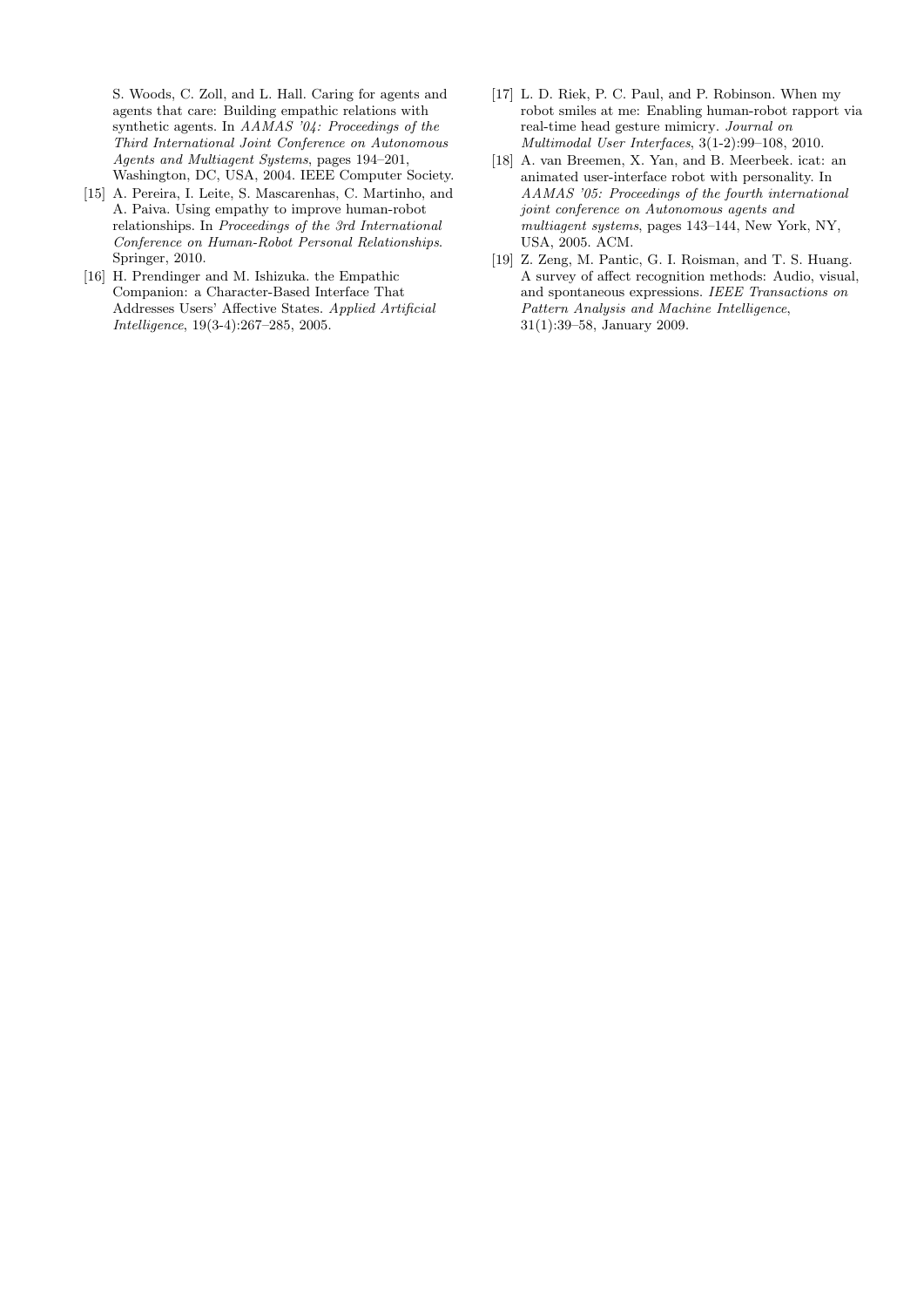S. Woods, C. Zoll, and L. Hall. Caring for agents and agents that care: Building empathic relations with synthetic agents. In *AAMAS '04: Proceedings of the Third International Joint Conference on Autonomous Agents and Multiagent Systems*, pages 194–201, Washington, DC, USA, 2004. IEEE Computer Society.

[15] A. Pereira, I. Leite, S. Mascarenhas, C. Martinho, and A. Paiva. Using empathy to improve human-robot relationships. In *Proceedings of the 3rd International Conference on Human-Robot Personal Relationships*. Springer, 2010.

[16] H. Prendinger and M. Ishizuka. the Empathic Companion: a Character-Based Interface That Addresses Users' Affective States. *Applied Artificial Intelligence*, 19(3-4):267–285, 2005.

[17] L. D. Riek, P. C. Paul, and P. Robinson. When my robot smiles at me: Enabling human-robot rapport via real-time head gesture mimicry. *Journal on Multimodal User Interfaces*, 3(1-2):99–108, 2010.

[18] A. van Breemen, X. Yan, and B. Meerbeek. icat: an animated user-interface robot with personality. In *AAMAS '05: Proceedings of the fourth international joint conference on Autonomous agents and multiagent systems*, pages 143–144, New York, NY, USA, 2005. ACM.

[19] Z. Zeng, M. Pantic, G. I. Roisman, and T. S. Huang. A survey of affect recognition methods: Audio, visual, and spontaneous expressions. *IEEE Transactions on Pattern Analysis and Machine Intelligence*, 31(1):39–58, January 2009.